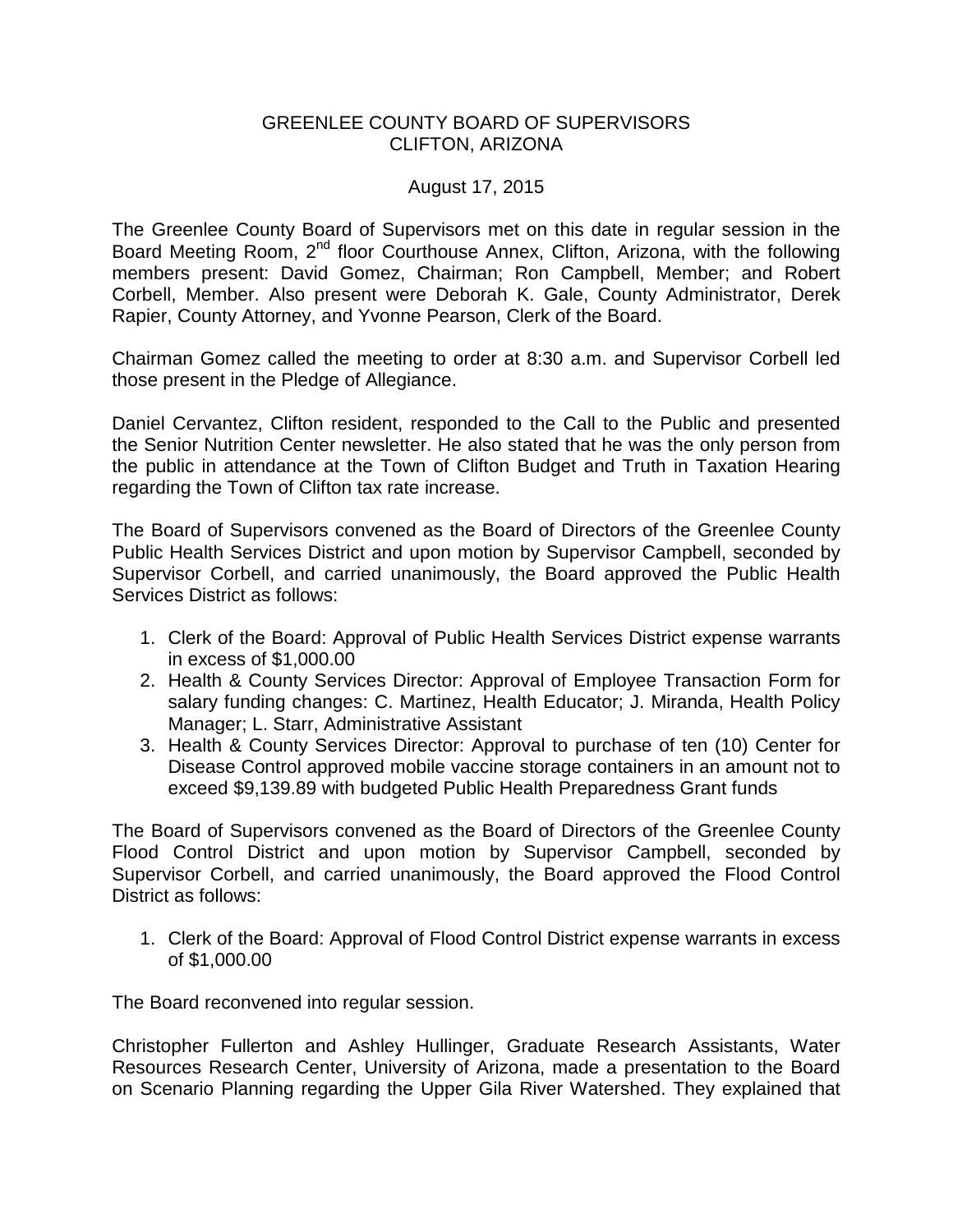# GREENLEE COUNTY BOARD OF SUPERVISORS
## CLIFTON, ARIZONA

August 17, 2015

The Greenlee County Board of Supervisors met on this date in regular session in the Board Meeting Room, 2nd floor Courthouse Annex, Clifton, Arizona, with the following members present: David Gomez, Chairman; Ron Campbell, Member; and Robert Corbell, Member. Also present were Deborah K. Gale, County Administrator, Derek Rapier, County Attorney, and Yvonne Pearson, Clerk of the Board.

Chairman Gomez called the meeting to order at 8:30 a.m. and Supervisor Corbell led those present in the Pledge of Allegiance.

Daniel Cervantez, Clifton resident, responded to the Call to the Public and presented the Senior Nutrition Center newsletter. He also stated that he was the only person from the public in attendance at the Town of Clifton Budget and Truth in Taxation Hearing regarding the Town of Clifton tax rate increase.

The Board of Supervisors convened as the Board of Directors of the Greenlee County Public Health Services District and upon motion by Supervisor Campbell, seconded by Supervisor Corbell, and carried unanimously, the Board approved the Public Health Services District as follows:

1. Clerk of the Board: Approval of Public Health Services District expense warrants in excess of $1,000.00
2. Health & County Services Director: Approval of Employee Transaction Form for salary funding changes: C. Martinez, Health Educator; J. Miranda, Health Policy Manager; L. Starr, Administrative Assistant
3. Health & County Services Director: Approval to purchase of ten (10) Center for Disease Control approved mobile vaccine storage containers in an amount not to exceed $9,139.89 with budgeted Public Health Preparedness Grant funds

The Board of Supervisors convened as the Board of Directors of the Greenlee County Flood Control District and upon motion by Supervisor Campbell, seconded by Supervisor Corbell, and carried unanimously, the Board approved the Flood Control District as follows:

1. Clerk of the Board: Approval of Flood Control District expense warrants in excess of $1,000.00

The Board reconvened into regular session.

Christopher Fullerton and Ashley Hullinger, Graduate Research Assistants, Water Resources Research Center, University of Arizona, made a presentation to the Board on Scenario Planning regarding the Upper Gila River Watershed. They explained that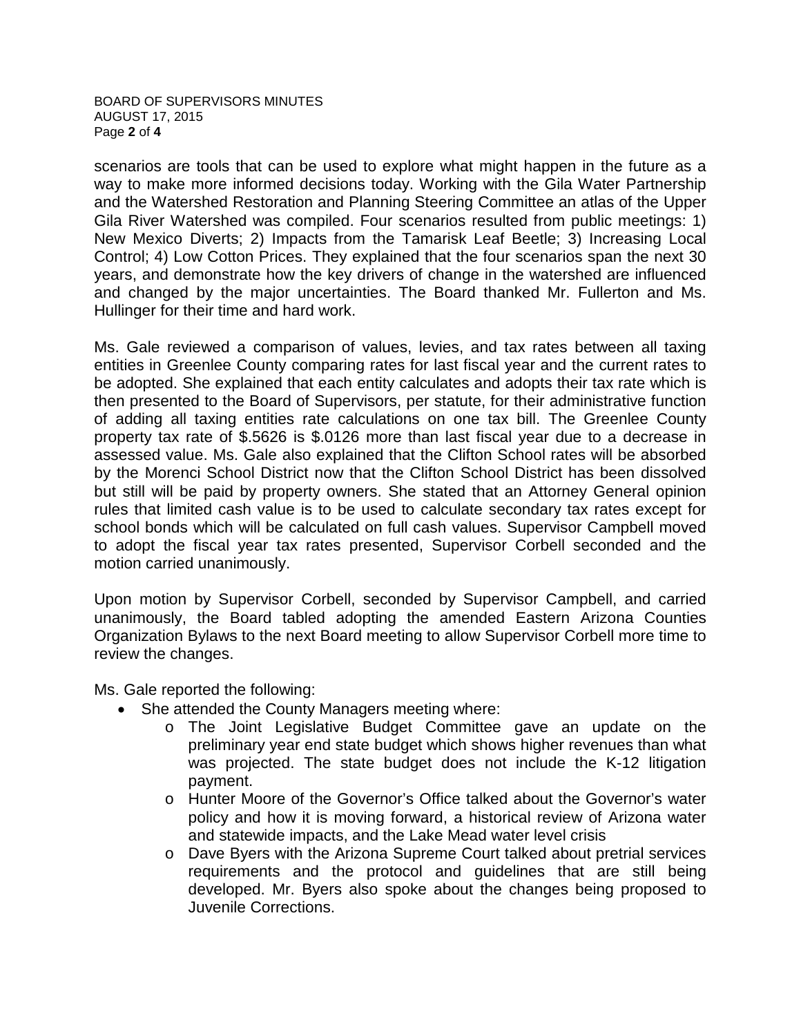scenarios are tools that can be used to explore what might happen in the future as a way to make more informed decisions today. Working with the Gila Water Partnership and the Watershed Restoration and Planning Steering Committee an atlas of the Upper Gila River Watershed was compiled. Four scenarios resulted from public meetings: 1) New Mexico Diverts; 2) Impacts from the Tamarisk Leaf Beetle; 3) Increasing Local Control; 4) Low Cotton Prices. They explained that the four scenarios span the next 30 years, and demonstrate how the key drivers of change in the watershed are influenced and changed by the major uncertainties. The Board thanked Mr. Fullerton and Ms. Hullinger for their time and hard work.

Ms. Gale reviewed a comparison of values, levies, and tax rates between all taxing entities in Greenlee County comparing rates for last fiscal year and the current rates to be adopted. She explained that each entity calculates and adopts their tax rate which is then presented to the Board of Supervisors, per statute, for their administrative function of adding all taxing entities rate calculations on one tax bill. The Greenlee County property tax rate of $.5626 is $.0126 more than last fiscal year due to a decrease in assessed value. Ms. Gale also explained that the Clifton School rates will be absorbed by the Morenci School District now that the Clifton School District has been dissolved but still will be paid by property owners. She stated that an Attorney General opinion rules that limited cash value is to be used to calculate secondary tax rates except for school bonds which will be calculated on full cash values. Supervisor Campbell moved to adopt the fiscal year tax rates presented, Supervisor Corbell seconded and the motion carried unanimously.

Upon motion by Supervisor Corbell, seconded by Supervisor Campbell, and carried unanimously, the Board tabled adopting the amended Eastern Arizona Counties Organization Bylaws to the next Board meeting to allow Supervisor Corbell more time to review the changes.

Ms. Gale reported the following:

- She attended the County Managers meeting where:
    - The Joint Legislative Budget Committee gave an update on the preliminary year end state budget which shows higher revenues than what was projected. The state budget does not include the K-12 litigation payment.
    - Hunter Moore of the Governor's Office talked about the Governor's water policy and how it is moving forward, a historical review of Arizona water and statewide impacts, and the Lake Mead water level crisis
    - Dave Byers with the Arizona Supreme Court talked about pretrial services requirements and the protocol and guidelines that are still being developed. Mr. Byers also spoke about the changes being proposed to Juvenile Corrections.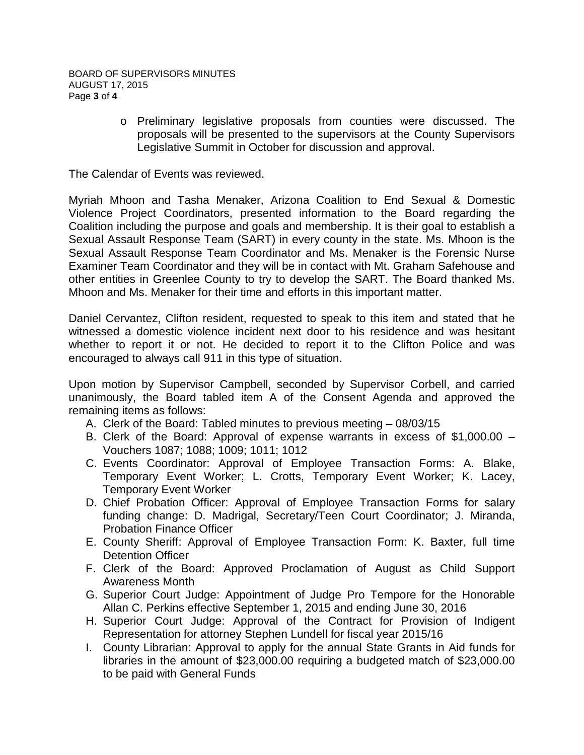- Preliminary legislative proposals from counties were discussed. The proposals will be presented to the supervisors at the County Supervisors Legislative Summit in October for discussion and approval.

The Calendar of Events was reviewed.

Myriah Mhoon and Tasha Menaker, Arizona Coalition to End Sexual & Domestic Violence Project Coordinators, presented information to the Board regarding the Coalition including the purpose and goals and membership. It is their goal to establish a Sexual Assault Response Team (SART) in every county in the state. Ms. Mhoon is the Sexual Assault Response Team Coordinator and Ms. Menaker is the Forensic Nurse Examiner Team Coordinator and they will be in contact with Mt. Graham Safehouse and other entities in Greenlee County to try to develop the SART. The Board thanked Ms. Mhoon and Ms. Menaker for their time and efforts in this important matter.

Daniel Cervantez, Clifton resident, requested to speak to this item and stated that he witnessed a domestic violence incident next door to his residence and was hesitant whether to report it or not. He decided to report it to the Clifton Police and was encouraged to always call 911 in this type of situation.

Upon motion by Supervisor Campbell, seconded by Supervisor Corbell, and carried unanimously, the Board tabled item A of the Consent Agenda and approved the remaining items as follows:

A. Clerk of the Board: Tabled minutes to previous meeting – 08/03/15
B. Clerk of the Board: Approval of expense warrants in excess of $1,000.00 – Vouchers 1087; 1088; 1009; 1011; 1012
C. Events Coordinator: Approval of Employee Transaction Forms: A. Blake, Temporary Event Worker; L. Crotts, Temporary Event Worker; K. Lacey, Temporary Event Worker
D. Chief Probation Officer: Approval of Employee Transaction Forms for salary funding change: D. Madrigal, Secretary/Teen Court Coordinator; J. Miranda, Probation Finance Officer
E. County Sheriff: Approval of Employee Transaction Form: K. Baxter, full time Detention Officer
F. Clerk of the Board: Approved Proclamation of August as Child Support Awareness Month
G. Superior Court Judge: Appointment of Judge Pro Tempore for the Honorable Allan C. Perkins effective September 1, 2015 and ending June 30, 2016
H. Superior Court Judge: Approval of the Contract for Provision of Indigent Representation for attorney Stephen Lundell for fiscal year 2015/16
I. County Librarian: Approval to apply for the annual State Grants in Aid funds for libraries in the amount of $23,000.00 requiring a budgeted match of $23,000.00 to be paid with General Funds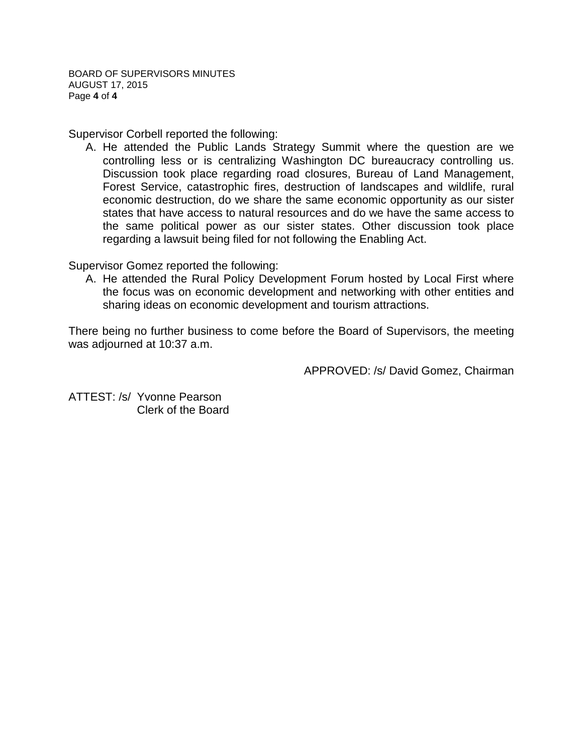Supervisor Corbell reported the following:

A. He attended the Public Lands Strategy Summit where the question are we controlling less or is centralizing Washington DC bureaucracy controlling us. Discussion took place regarding road closures, Bureau of Land Management, Forest Service, catastrophic fires, destruction of landscapes and wildlife, rural economic destruction, do we share the same economic opportunity as our sister states that have access to natural resources and do we have the same access to the same political power as our sister states. Other discussion took place regarding a lawsuit being filed for not following the Enabling Act.

Supervisor Gomez reported the following:

A. He attended the Rural Policy Development Forum hosted by Local First where the focus was on economic development and networking with other entities and sharing ideas on economic development and tourism attractions.

There being no further business to come before the Board of Supervisors, the meeting was adjourned at 10:37 a.m.

APPROVED: /s/ David Gomez, Chairman

ATTEST: /s/ Yvonne Pearson
Clerk of the Board